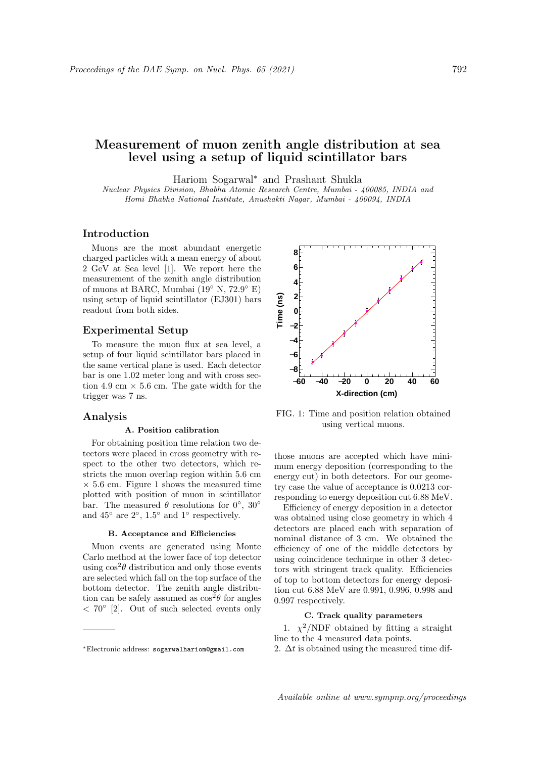# Measurement of muon zenith angle distribution at sea level using a setup of liquid scintillator bars

Hariom Sogarwal* and Prashant Shukla

*Nuclear Physics Division, Bhabha Atomic Research Centre, Mumbai - 400085, INDIA and Homi Bhabha National Institute, Anushakti Nagar, Mumbai - 400094, INDIA*

## Introduction

Muons are the most abundant energetic charged particles with a mean energy of about 2 GeV at Sea level [1]. We report here the measurement of the zenith angle distribution of muons at BARC, Mumbai (19° N, 72.9° E) using setup of liquid scintillator (EJ301) bars readout from both sides.

## Experimental Setup

To measure the muon flux at sea level, a setup of four liquid scintillator bars placed in the same vertical plane is used. Each detector bar is one 1.02 meter long and with cross section 4.9 cm × 5.6 cm. The gate width for the trigger was 7 ns.

## Analysis

### A. Position calibration

For obtaining position time relation two detectors were placed in cross geometry with respect to the other two detectors, which restricts the muon overlap region within 5.6 cm × 5.6 cm. Figure 1 shows the measured time plotted with position of muon in scintillator bar. The measured $\theta$ resolutions for 0°, 30° and 45° are 2°, 1.5° and 1° respectively.

Time (ns)
8
6
4
2
0
−2
−4
−6
−8
−60 −40 −20 0 20 40 60
X-direction (cm)

FIG. 1: Time and position relation obtained using vertical muons.

### B. Acceptance and Efficiencies

Muon events are generated using Monte Carlo method at the lower face of top detector using $\cos^2\theta$ distribution and only those events are selected which fall on the top surface of the bottom detector. The zenith angle distribution can be safely assumed as $\cos^2\theta$ for angles $< 70°$ [2]. Out of such selected events only those muons are accepted which have minimum energy deposition (corresponding to the energy cut) in both detectors. For our geometry case the value of acceptance is 0.0213 corresponding to energy deposition cut 6.88 MeV.

Efficiency of energy deposition in a detector was obtained using close geometry in which 4 detectors are placed each with separation of nominal distance of 3 cm. We obtained the efficiency of one of the middle detectors by using coincidence technique in other 3 detectors with stringent track quality. Efficiencies of top to bottom detectors for energy deposition cut 6.88 MeV are 0.991, 0.996, 0.998 and 0.997 respectively.

### C. Track quality parameters

1. $\chi^2$/NDF obtained by fitting a straight line to the 4 measured data points.
2. $\Delta t$ is obtained using the measured time dif-

*Electronic address: sogarwalhariom@gmail.com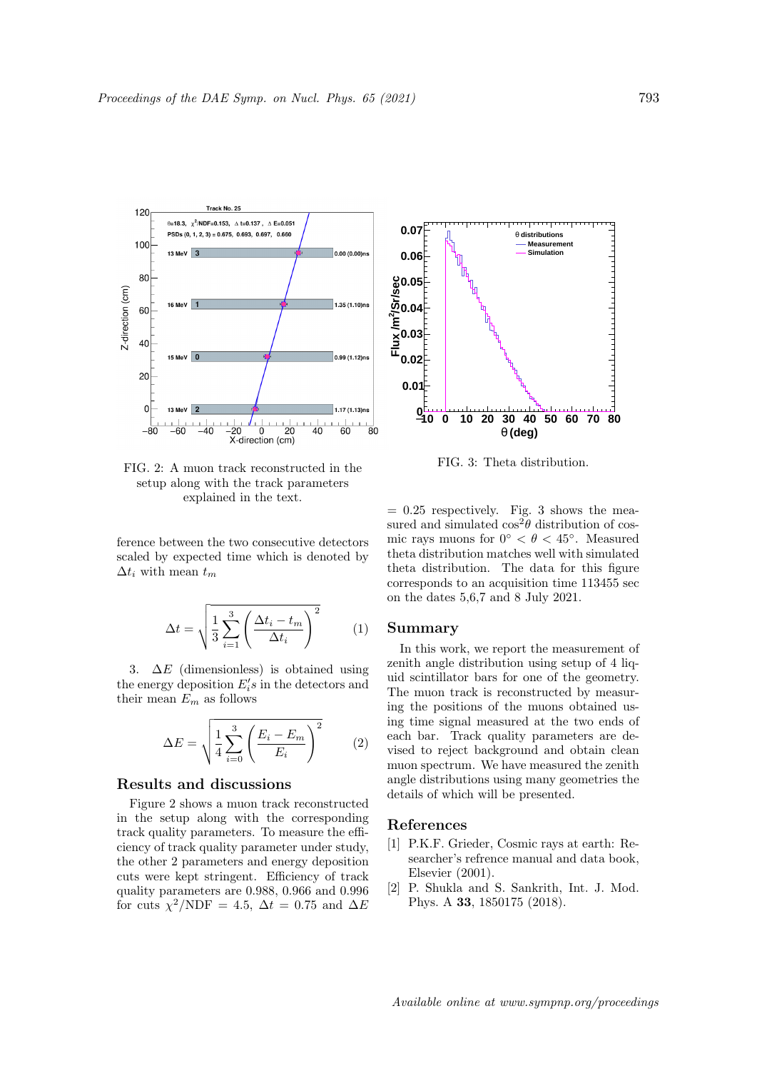Track No. 25

θ=18.3, $\chi^2$/NDF=0.153, Δ t=0.137 , Δ E=0.051

PSDs (0, 1, 2, 3) = 0.675, 0.693, 0.697, 0.660

13 MeV 3 0.00 (0.00)ns

16 MeV 1 1.35 (1.10)ns

15 MeV 0 0.99 (1.12)ns

13 MeV 2 1.17 (1.13)ns

Z-direction (cm)

X-direction (cm)

FIG. 2: A muon track reconstructed in the setup along with the track parameters explained in the text.

θ distributions

Measurement

Simulation

Flux /m$^2$/Sr/sec

θ (deg)

FIG. 3: Theta distribution.

ference between the two consecutive detectors scaled by expected time which is denoted by $\Delta t_i$ with mean $t_m$

$$\Delta t = \sqrt{\frac{1}{3}\sum_{i=1}^{3}\left(\frac{\Delta t_i - t_m}{\Delta t_i}\right)^2} \qquad (1)$$

3. $\Delta E$ (dimensionless) is obtained using the energy deposition $E_i's$ in the detectors and their mean $E_m$ as follows

$$\Delta E = \sqrt{\frac{1}{4}\sum_{i=0}^{3}\left(\frac{E_i - E_m}{E_i}\right)^2} \qquad (2)$$

## Results and discussions

Figure 2 shows a muon track reconstructed in the setup along with the corresponding track quality parameters. To measure the efficiency of track quality parameter under study, the other 2 parameters and energy deposition cuts were kept stringent. Efficiency of track quality parameters are 0.988, 0.966 and 0.996 for cuts $\chi^2$/NDF = 4.5, $\Delta t$ = 0.75 and $\Delta E$ = 0.25 respectively. Fig. 3 shows the measured and simulated $\cos^2\theta$ distribution of cosmic rays muons for $0° < \theta < 45°$. Measured theta distribution matches well with simulated theta distribution. The data for this figure corresponds to an acquisition time 113455 sec on the dates 5,6,7 and 8 July 2021.

## Summary

In this work, we report the measurement of zenith angle distribution using setup of 4 liquid scintillator bars for one of the geometry. The muon track is reconstructed by measuring the positions of the muons obtained using time signal measured at the two ends of each bar. Track quality parameters are devised to reject background and obtain clean muon spectrum. We have measured the zenith angle distributions using many geometries the details of which will be presented.

## References

[1] P.K.F. Grieder, Cosmic rays at earth: Researcher's refrence manual and data book, Elsevier (2001).

[2] P. Shukla and S. Sankrith, Int. J. Mod. Phys. A **33**, 1850175 (2018).